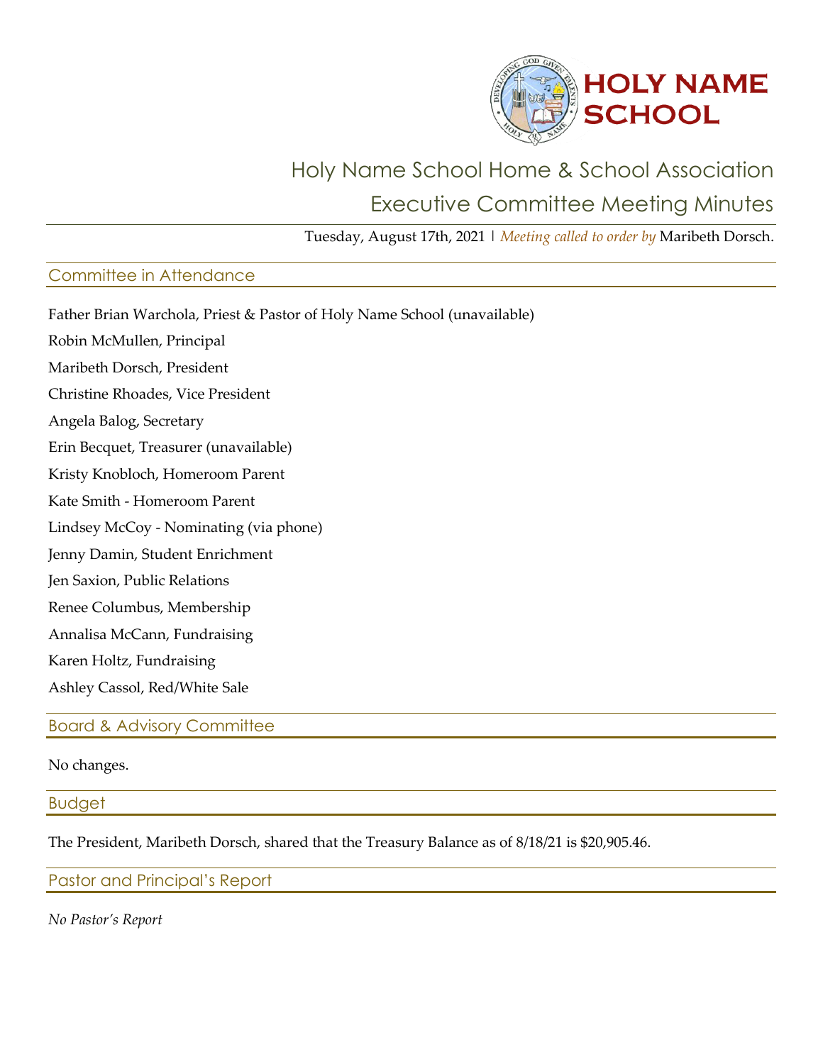# HOLY NAME SCHOOL

## Holy Name School Home & School Association

## Executive Committee Meeting Minutes

Tuesday, August 17th, 2021 | *Meeting called to order by* Maribeth Dorsch.

### Committee in Attendance

Father Brian Warchola, Priest & Pastor of Holy Name School (unavailable)

Robin McMullen, Principal

Maribeth Dorsch, President

Christine Rhoades, Vice President

Angela Balog, Secretary

Erin Becquet, Treasurer (unavailable)

Kristy Knobloch, Homeroom Parent

Kate Smith - Homeroom Parent

Lindsey McCoy - Nominating (via phone)

Jenny Damin, Student Enrichment

Jen Saxion, Public Relations

Renee Columbus, Membership

Annalisa McCann, Fundraising

Karen Holtz, Fundraising

Ashley Cassol, Red/White Sale

### Board & Advisory Committee

No changes.

### Budget

The President, Maribeth Dorsch, shared that the Treasury Balance as of 8/18/21 is $20,905.46.

### Pastor and Principal's Report

*No Pastor's Report*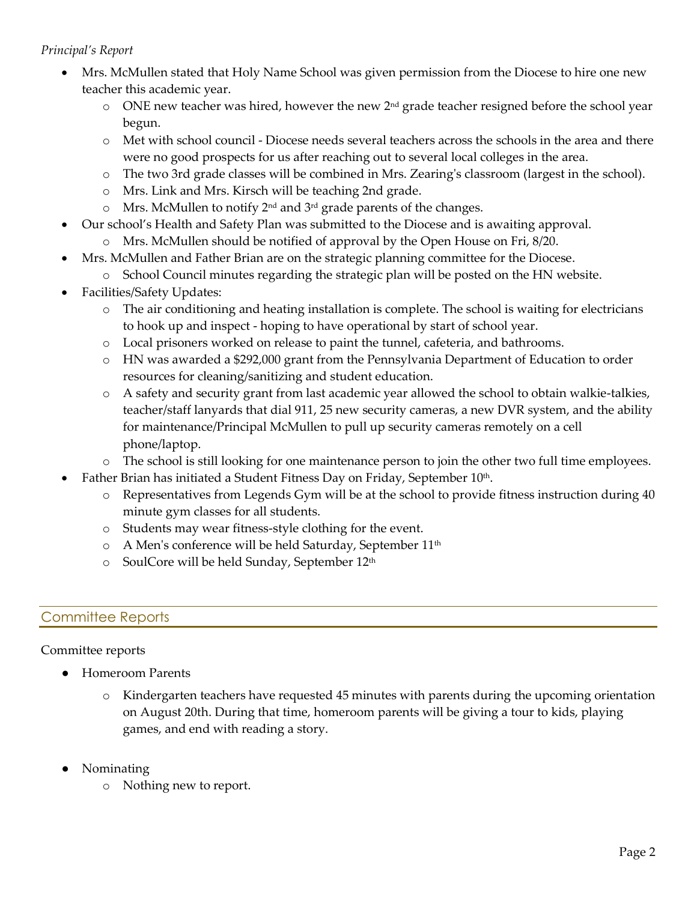*Principal's Report*

- Mrs. McMullen stated that Holy Name School was given permission from the Diocese to hire one new teacher this academic year.
  - ONE new teacher was hired, however the new 2nd grade teacher resigned before the school year begun.
  - Met with school council - Diocese needs several teachers across the schools in the area and there were no good prospects for us after reaching out to several local colleges in the area.
  - The two 3rd grade classes will be combined in Mrs. Zearing's classroom (largest in the school).
  - Mrs. Link and Mrs. Kirsch will be teaching 2nd grade.
  - Mrs. McMullen to notify 2nd and 3rd grade parents of the changes.
- Our school's Health and Safety Plan was submitted to the Diocese and is awaiting approval.
  - Mrs. McMullen should be notified of approval by the Open House on Fri, 8/20.
- Mrs. McMullen and Father Brian are on the strategic planning committee for the Diocese.
  - School Council minutes regarding the strategic plan will be posted on the HN website.
- Facilities/Safety Updates:
  - The air conditioning and heating installation is complete. The school is waiting for electricians to hook up and inspect - hoping to have operational by start of school year.
  - Local prisoners worked on release to paint the tunnel, cafeteria, and bathrooms.
  - HN was awarded a $292,000 grant from the Pennsylvania Department of Education to order resources for cleaning/sanitizing and student education.
  - A safety and security grant from last academic year allowed the school to obtain walkie-talkies, teacher/staff lanyards that dial 911, 25 new security cameras, a new DVR system, and the ability for maintenance/Principal McMullen to pull up security cameras remotely on a cell phone/laptop.
  - The school is still looking for one maintenance person to join the other two full time employees.
- Father Brian has initiated a Student Fitness Day on Friday, September 10th.
  - Representatives from Legends Gym will be at the school to provide fitness instruction during 40 minute gym classes for all students.
  - Students may wear fitness-style clothing for the event.
  - A Men's conference will be held Saturday, September 11th
  - SoulCore will be held Sunday, September 12th

## Committee Reports

Committee reports

- Homeroom Parents
  - Kindergarten teachers have requested 45 minutes with parents during the upcoming orientation on August 20th. During that time, homeroom parents will be giving a tour to kids, playing games, and end with reading a story.

- Nominating
  - Nothing new to report.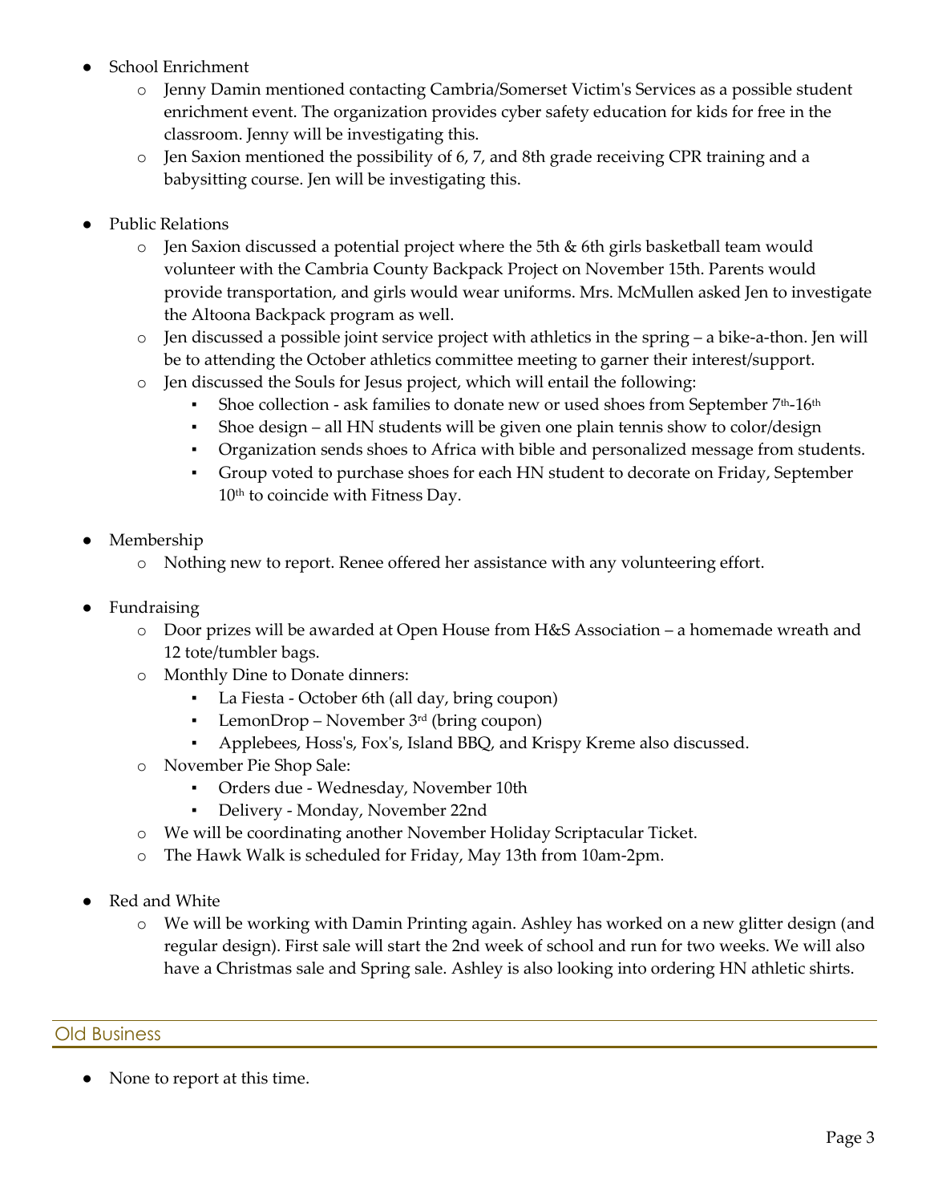- School Enrichment
  - Jenny Damin mentioned contacting Cambria/Somerset Victim's Services as a possible student enrichment event. The organization provides cyber safety education for kids for free in the classroom. Jenny will be investigating this.
  - Jen Saxion mentioned the possibility of 6, 7, and 8th grade receiving CPR training and a babysitting course. Jen will be investigating this.

- Public Relations
  - Jen Saxion discussed a potential project where the 5th & 6th girls basketball team would volunteer with the Cambria County Backpack Project on November 15th. Parents would provide transportation, and girls would wear uniforms. Mrs. McMullen asked Jen to investigate the Altoona Backpack program as well.
  - Jen discussed a possible joint service project with athletics in the spring – a bike-a-thon. Jen will be to attending the October athletics committee meeting to garner their interest/support.
  - Jen discussed the Souls for Jesus project, which will entail the following:
    - Shoe collection - ask families to donate new or used shoes from September 7th-16th
    - Shoe design – all HN students will be given one plain tennis show to color/design
    - Organization sends shoes to Africa with bible and personalized message from students.
    - Group voted to purchase shoes for each HN student to decorate on Friday, September 10th to coincide with Fitness Day.

- Membership
  - Nothing new to report. Renee offered her assistance with any volunteering effort.

- Fundraising
  - Door prizes will be awarded at Open House from H&S Association – a homemade wreath and 12 tote/tumbler bags.
  - Monthly Dine to Donate dinners:
    - La Fiesta - October 6th (all day, bring coupon)
    - LemonDrop – November 3rd (bring coupon)
    - Applebees, Hoss's, Fox's, Island BBQ, and Krispy Kreme also discussed.
  - November Pie Shop Sale:
    - Orders due - Wednesday, November 10th
    - Delivery - Monday, November 22nd
  - We will be coordinating another November Holiday Scriptacular Ticket.
  - The Hawk Walk is scheduled for Friday, May 13th from 10am-2pm.

- Red and White
  - We will be working with Damin Printing again. Ashley has worked on a new glitter design (and regular design). First sale will start the 2nd week of school and run for two weeks. We will also have a Christmas sale and Spring sale. Ashley is also looking into ordering HN athletic shirts.

## Old Business

- None to report at this time.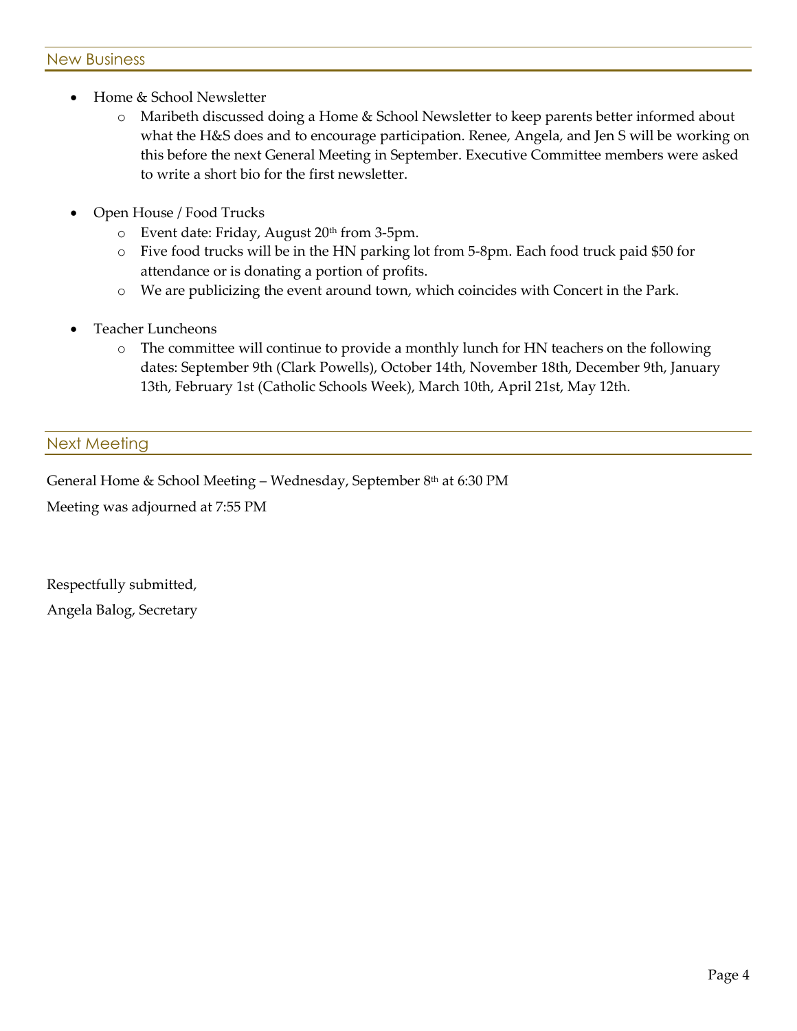## New Business

- Home & School Newsletter
  - Maribeth discussed doing a Home & School Newsletter to keep parents better informed about what the H&S does and to encourage participation. Renee, Angela, and Jen S will be working on this before the next General Meeting in September. Executive Committee members were asked to write a short bio for the first newsletter.

- Open House / Food Trucks
  - Event date: Friday, August 20th from 3-5pm.
  - Five food trucks will be in the HN parking lot from 5-8pm. Each food truck paid $50 for attendance or is donating a portion of profits.
  - We are publicizing the event around town, which coincides with Concert in the Park.

- Teacher Luncheons
  - The committee will continue to provide a monthly lunch for HN teachers on the following dates: September 9th (Clark Powells), October 14th, November 18th, December 9th, January 13th, February 1st (Catholic Schools Week), March 10th, April 21st, May 12th.

## Next Meeting

General Home & School Meeting – Wednesday, September 8th at 6:30 PM

Meeting was adjourned at 7:55 PM

Respectfully submitted,

Angela Balog, Secretary